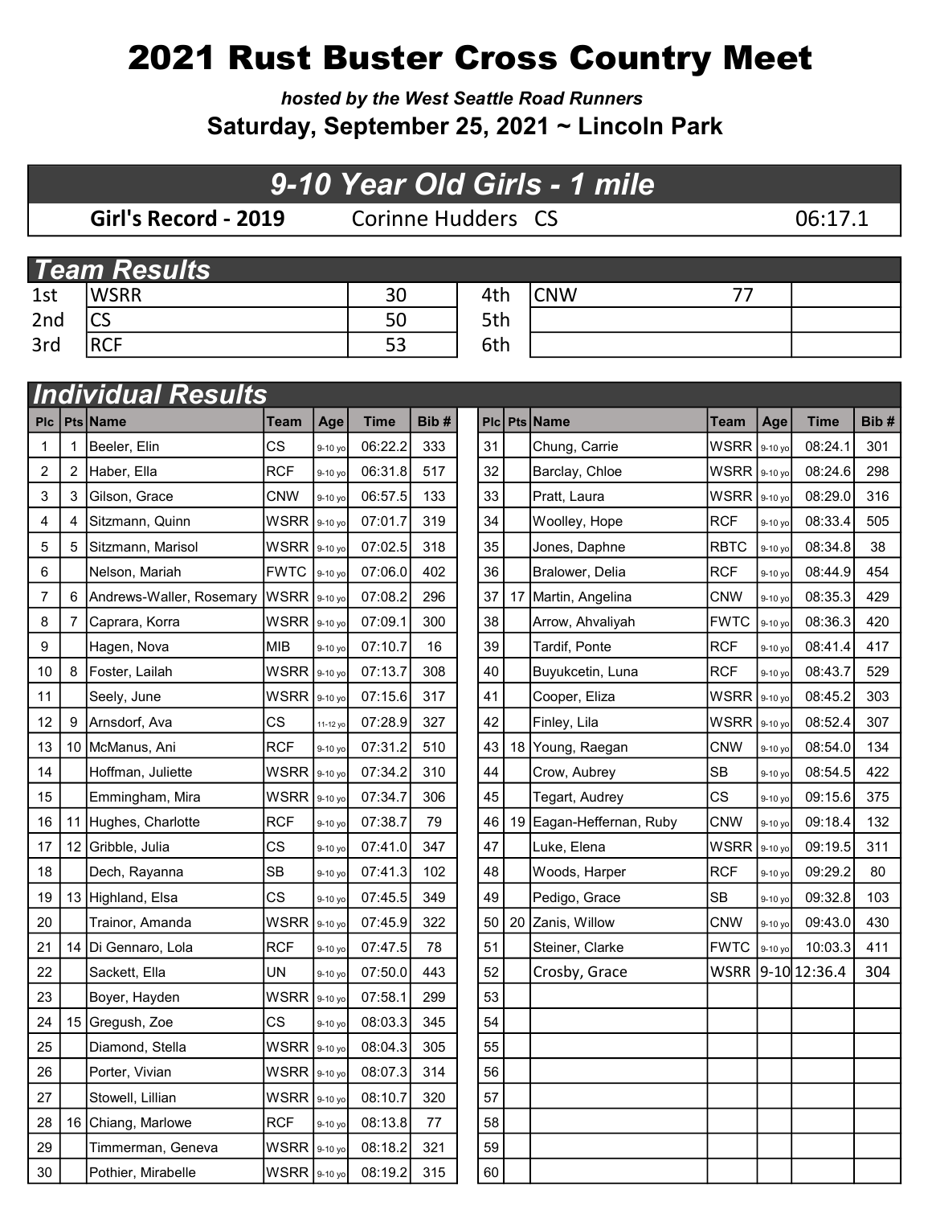# 2021 Rust Buster Cross Country Meet

***hosted by the West Seattle Road Runners***

**Saturday, September 25, 2021 ~ Lincoln Park**

## 9-10 Year Old Girls - 1 mile

| Girl's Record - 2019 | Corinne Hudders | CS | 06:17.1 |
|---|---|---|---|

## Team Results

| Place | Team | Score | Place | Team | Score | |
|---|---|---|---|---|---|---|
| 1st | WSRR | 30 | 4th | CNW | 77 | |
| 2nd | CS | 50 | 5th | | | |
| 3rd | RCF | 53 | 6th | | | |

## Individual Results

| Plc | Pts | Name | Team | Age | Time | Bib # |
|---|---|---|---|---|---|---|
| 1 | 1 | Beeler, Elin | CS | 9-10 yo | 06:22.2 | 333 |
| 2 | 2 | Haber, Ella | RCF | 9-10 yo | 06:31.8 | 517 |
| 3 | 3 | Gilson, Grace | CNW | 9-10 yo | 06:57.5 | 133 |
| 4 | 4 | Sitzmann, Quinn | WSRR | 9-10 yo | 07:01.7 | 319 |
| 5 | 5 | Sitzmann, Marisol | WSRR | 9-10 yo | 07:02.5 | 318 |
| 6 | | Nelson, Mariah | FWTC | 9-10 yo | 07:06.0 | 402 |
| 7 | 6 | Andrews-Waller, Rosemary | WSRR | 9-10 yo | 07:08.2 | 296 |
| 8 | 7 | Caprara, Korra | WSRR | 9-10 yo | 07:09.1 | 300 |
| 9 | | Hagen, Nova | MIB | 9-10 yo | 07:10.7 | 16 |
| 10 | 8 | Foster, Lailah | WSRR | 9-10 yo | 07:13.7 | 308 |
| 11 | | Seely, June | WSRR | 9-10 yo | 07:15.6 | 317 |
| 12 | 9 | Arnsdorf, Ava | CS | 11-12 yo | 07:28.9 | 327 |
| 13 | 10 | McManus, Ani | RCF | 9-10 yo | 07:31.2 | 510 |
| 14 | | Hoffman, Juliette | WSRR | 9-10 yo | 07:34.2 | 310 |
| 15 | | Emmingham, Mira | WSRR | 9-10 yo | 07:34.7 | 306 |
| 16 | 11 | Hughes, Charlotte | RCF | 9-10 yo | 07:38.7 | 79 |
| 17 | 12 | Gribble, Julia | CS | 9-10 yo | 07:41.0 | 347 |
| 18 | | Dech, Rayanna | SB | 9-10 yo | 07:41.3 | 102 |
| 19 | 13 | Highland, Elsa | CS | 9-10 yo | 07:45.5 | 349 |
| 20 | | Trainor, Amanda | WSRR | 9-10 yo | 07:45.9 | 322 |
| 21 | 14 | Di Gennaro, Lola | RCF | 9-10 yo | 07:47.5 | 78 |
| 22 | | Sackett, Ella | UN | 9-10 yo | 07:50.0 | 443 |
| 23 | | Boyer, Hayden | WSRR | 9-10 yo | 07:58.1 | 299 |
| 24 | 15 | Gregush, Zoe | CS | 9-10 yo | 08:03.3 | 345 |
| 25 | | Diamond, Stella | WSRR | 9-10 yo | 08:04.3 | 305 |
| 26 | | Porter, Vivian | WSRR | 9-10 yo | 08:07.3 | 314 |
| 27 | | Stowell, Lillian | WSRR | 9-10 yo | 08:10.7 | 320 |
| 28 | 16 | Chiang, Marlowe | RCF | 9-10 yo | 08:13.8 | 77 |
| 29 | | Timmerman, Geneva | WSRR | 9-10 yo | 08:18.2 | 321 |
| 30 | | Pothier, Mirabelle | WSRR | 9-10 yo | 08:19.2 | 315 |
| 31 | | Chung, Carrie | WSRR | 9-10 yo | 08:24.1 | 301 |
| 32 | | Barclay, Chloe | WSRR | 9-10 yo | 08:24.6 | 298 |
| 33 | | Pratt, Laura | WSRR | 9-10 yo | 08:29.0 | 316 |
| 34 | | Woolley, Hope | RCF | 9-10 yo | 08:33.4 | 505 |
| 35 | | Jones, Daphne | RBTC | 9-10 yo | 08:34.8 | 38 |
| 36 | | Bralower, Delia | RCF | 9-10 yo | 08:44.9 | 454 |
| 37 | 17 | Martin, Angelina | CNW | 9-10 yo | 08:35.3 | 429 |
| 38 | | Arrow, Ahvaliyah | FWTC | 9-10 yo | 08:36.3 | 420 |
| 39 | | Tardif, Ponte | RCF | 9-10 yo | 08:41.4 | 417 |
| 40 | | Buyukcetin, Luna | RCF | 9-10 yo | 08:43.7 | 529 |
| 41 | | Cooper, Eliza | WSRR | 9-10 yo | 08:45.2 | 303 |
| 42 | | Finley, Lila | WSRR | 9-10 yo | 08:52.4 | 307 |
| 43 | 18 | Young, Raegan | CNW | 9-10 yo | 08:54.0 | 134 |
| 44 | | Crow, Aubrey | SB | 9-10 yo | 08:54.5 | 422 |
| 45 | | Tegart, Audrey | CS | 9-10 yo | 09:15.6 | 375 |
| 46 | 19 | Eagan-Heffernan, Ruby | CNW | 9-10 yo | 09:18.4 | 132 |
| 47 | | Luke, Elena | WSRR | 9-10 yo | 09:19.5 | 311 |
| 48 | | Woods, Harper | RCF | 9-10 yo | 09:29.2 | 80 |
| 49 | | Pedigo, Grace | SB | 9-10 yo | 09:32.8 | 103 |
| 50 | 20 | Zanis, Willow | CNW | 9-10 yo | 09:43.0 | 430 |
| 51 | | Steiner, Clarke | FWTC | 9-10 yo | 10:03.3 | 411 |
| 52 | | Crosby, Grace | WSRR | 9-10 | 12:36.4 | 304 |
| 53 | | | | | | |
| 54 | | | | | | |
| 55 | | | | | | |
| 56 | | | | | | |
| 57 | | | | | | |
| 58 | | | | | | |
| 59 | | | | | | |
| 60 | | | | | | |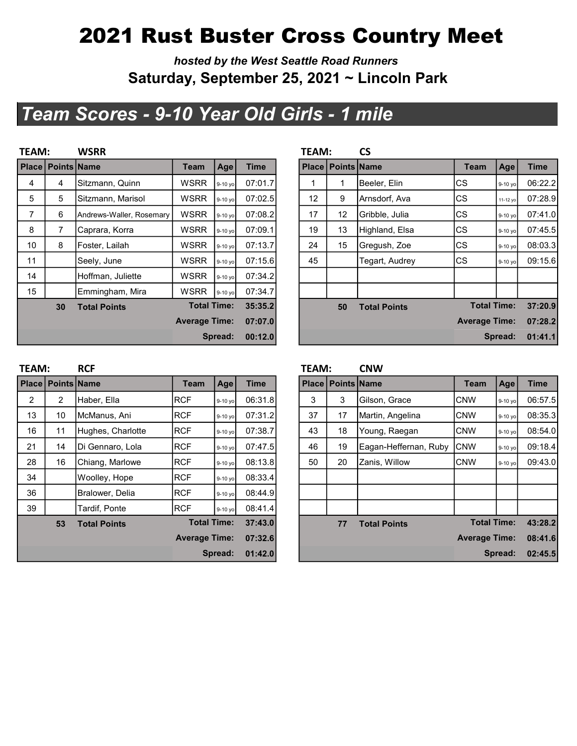# 2021 Rust Buster Cross Country Meet

***hosted by the West Seattle Road Runners***

**Saturday, September 25, 2021 ~ Lincoln Park**

## *Team Scores - 9-10 Year Old Girls - 1 mile*

**TEAM: WSRR**

| Place | Points | Name | Team | Age | Time |
|---|---|---|---|---|---|
| 4 | 4 | Sitzmann, Quinn | WSRR | 9-10 yo | 07:01.7 |
| 5 | 5 | Sitzmann, Marisol | WSRR | 9-10 yo | 07:02.5 |
| 7 | 6 | Andrews-Waller, Rosemary | WSRR | 9-10 yo | 07:08.2 |
| 8 | 7 | Caprara, Korra | WSRR | 9-10 yo | 07:09.1 |
| 10 | 8 | Foster, Lailah | WSRR | 9-10 yo | 07:13.7 |
| 11 | | Seely, June | WSRR | 9-10 yo | 07:15.6 |
| 14 | | Hoffman, Juliette | WSRR | 9-10 yo | 07:34.2 |
| 15 | | Emmingham, Mira | WSRR | 9-10 yo | 07:34.7 |
| | **30** | **Total Points** | | **Total Time:** | **35:35.2** |
| | | | | **Average Time:** | **07:07.0** |
| | | | | **Spread:** | **00:12.0** |

**TEAM: CS**

| Place | Points | Name | Team | Age | Time |
|---|---|---|---|---|---|
| 1 | 1 | Beeler, Elin | CS | 9-10 yo | 06:22.2 |
| 12 | 9 | Arnsdorf, Ava | CS | 11-12 yo | 07:28.9 |
| 17 | 12 | Gribble, Julia | CS | 9-10 yo | 07:41.0 |
| 19 | 13 | Highland, Elsa | CS | 9-10 yo | 07:45.5 |
| 24 | 15 | Gregush, Zoe | CS | 9-10 yo | 08:03.3 |
| 45 | | Tegart, Audrey | CS | 9-10 yo | 09:15.6 |
| | **50** | **Total Points** | | **Total Time:** | **37:20.9** |
| | | | | **Average Time:** | **07:28.2** |
| | | | | **Spread:** | **01:41.1** |

**TEAM: RCF**

| Place | Points | Name | Team | Age | Time |
|---|---|---|---|---|---|
| 2 | 2 | Haber, Ella | RCF | 9-10 yo | 06:31.8 |
| 13 | 10 | McManus, Ani | RCF | 9-10 yo | 07:31.2 |
| 16 | 11 | Hughes, Charlotte | RCF | 9-10 yo | 07:38.7 |
| 21 | 14 | Di Gennaro, Lola | RCF | 9-10 yo | 07:47.5 |
| 28 | 16 | Chiang, Marlowe | RCF | 9-10 yo | 08:13.8 |
| 34 | | Woolley, Hope | RCF | 9-10 yo | 08:33.4 |
| 36 | | Bralower, Delia | RCF | 9-10 yo | 08:44.9 |
| 39 | | Tardif, Ponte | RCF | 9-10 yo | 08:41.4 |
| | **53** | **Total Points** | | **Total Time:** | **37:43.0** |
| | | | | **Average Time:** | **07:32.6** |
| | | | | **Spread:** | **01:42.0** |

**TEAM: CNW**

| Place | Points | Name | Team | Age | Time |
|---|---|---|---|---|---|
| 3 | 3 | Gilson, Grace | CNW | 9-10 yo | 06:57.5 |
| 37 | 17 | Martin, Angelina | CNW | 9-10 yo | 08:35.3 |
| 43 | 18 | Young, Raegan | CNW | 9-10 yo | 08:54.0 |
| 46 | 19 | Eagan-Heffernan, Ruby | CNW | 9-10 yo | 09:18.4 |
| 50 | 20 | Zanis, Willow | CNW | 9-10 yo | 09:43.0 |
| | **77** | **Total Points** | | **Total Time:** | **43:28.2** |
| | | | | **Average Time:** | **08:41.6** |
| | | | | **Spread:** | **02:45.5** |